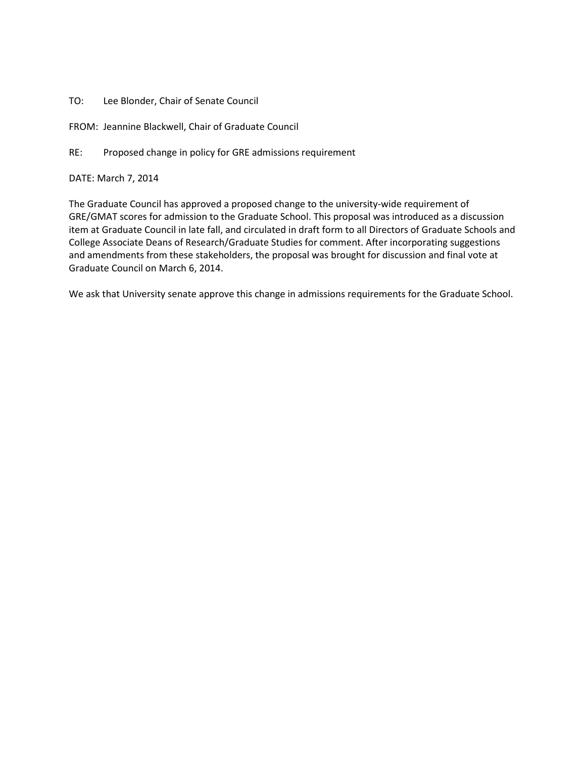TO: Lee Blonder, Chair of Senate Council

FROM: Jeannine Blackwell, Chair of Graduate Council

RE: Proposed change in policy for GRE admissions requirement

DATE: March 7, 2014

The Graduate Council has approved a proposed change to the university-wide requirement of GRE/GMAT scores for admission to the Graduate School. This proposal was introduced as a discussion item at Graduate Council in late fall, and circulated in draft form to all Directors of Graduate Schools and College Associate Deans of Research/Graduate Studies for comment. After incorporating suggestions and amendments from these stakeholders, the proposal was brought for discussion and final vote at Graduate Council on March 6, 2014.

We ask that University senate approve this change in admissions requirements for the Graduate School.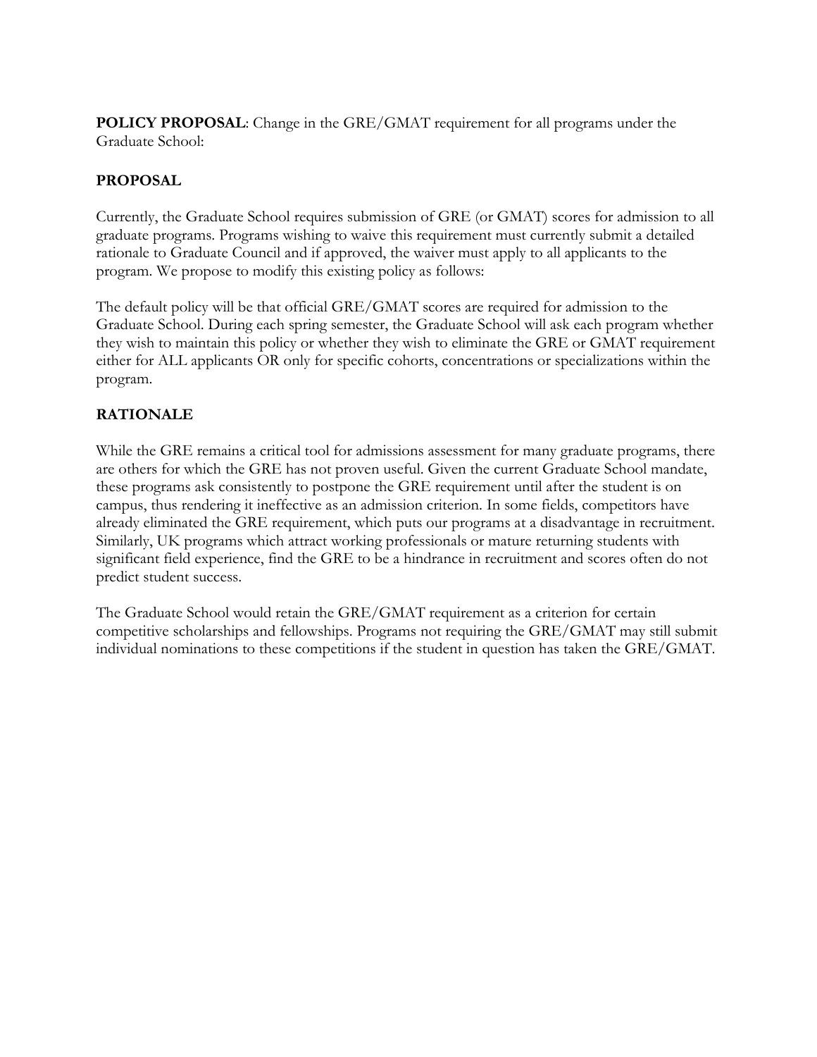**POLICY PROPOSAL**: Change in the GRE/GMAT requirement for all programs under the Graduate School:

**PROPOSAL**

Currently, the Graduate School requires submission of GRE (or GMAT) scores for admission to all graduate programs. Programs wishing to waive this requirement must currently submit a detailed rationale to Graduate Council and if approved, the waiver must apply to all applicants to the program. We propose to modify this existing policy as follows:

The default policy will be that official GRE/GMAT scores are required for admission to the Graduate School. During each spring semester, the Graduate School will ask each program whether they wish to maintain this policy or whether they wish to eliminate the GRE or GMAT requirement either for ALL applicants OR only for specific cohorts, concentrations or specializations within the program.

**RATIONALE**

While the GRE remains a critical tool for admissions assessment for many graduate programs, there are others for which the GRE has not proven useful. Given the current Graduate School mandate, these programs ask consistently to postpone the GRE requirement until after the student is on campus, thus rendering it ineffective as an admission criterion. In some fields, competitors have already eliminated the GRE requirement, which puts our programs at a disadvantage in recruitment. Similarly, UK programs which attract working professionals or mature returning students with significant field experience, find the GRE to be a hindrance in recruitment and scores often do not predict student success.

The Graduate School would retain the GRE/GMAT requirement as a criterion for certain competitive scholarships and fellowships. Programs not requiring the GRE/GMAT may still submit individual nominations to these competitions if the student in question has taken the GRE/GMAT.